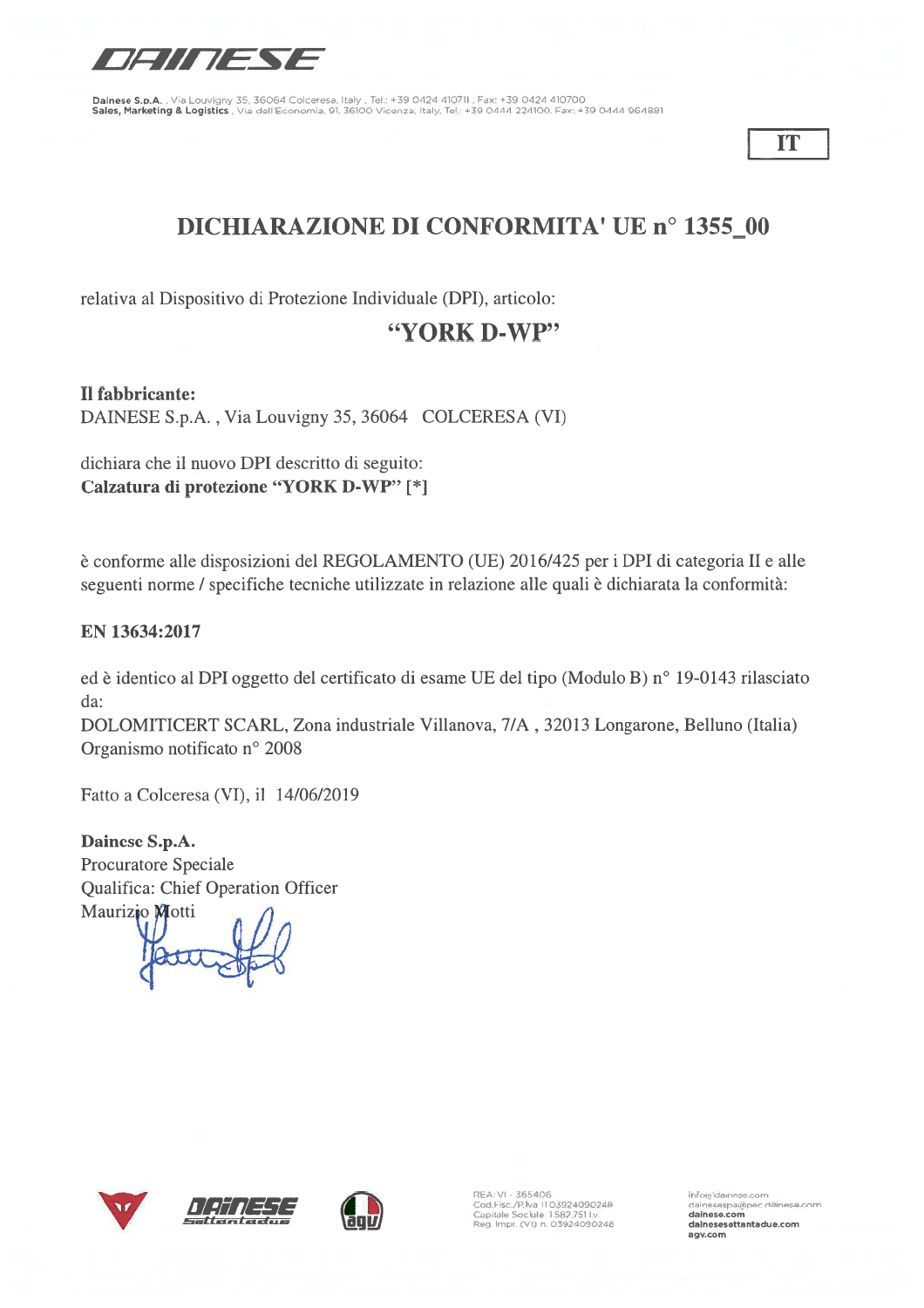Dainese S.p.A. , Via Louvigny 35, 36064 Colceresa, Italy , Tel.: +39 0424 410711 , Fax: +39 0424 410700
Sales, Marketing & Logistics , Via dell'Economia, 91, 36100 Vicenza, Italy, Tel.: +39 0444 224100, Fax: +39 0444 964881

**IT**

# DICHIARAZIONE DI CONFORMITA' UE n° 1355_00

relativa al Dispositivo di Protezione Individuale (DPI), articolo:

**"YORK D-WP"**

**Il fabbricante:**
DAINESE S.p.A. , Via Louvigny 35, 36064 COLCERESA (VI)

dichiara che il nuovo DPI descritto di seguito:
**Calzatura di protezione "YORK D-WP" [*]**

è conforme alle disposizioni del REGOLAMENTO (UE) 2016/425 per i DPI di categoria II e alle seguenti norme / specifiche tecniche utilizzate in relazione alle quali è dichiarata la conformità:

**EN 13634:2017**

ed è identico al DPI oggetto del certificato di esame UE del tipo (Modulo B) n° 19-0143 rilasciato da:
DOLOMITICERT SCARL, Zona industriale Villanova, 7/A , 32013 Longarone, Belluno (Italia)
Organismo notificato n° 2008

Fatto a Colceresa (VI), il 14/06/2019

**Dainese S.p.A.**
Procuratore Speciale
Qualifica: Chief Operation Officer
Maurizio Motti

REA: VI - 365406
Cod.Fisc./P.Iva IT03924090248
Capitale Sociale 1.582.751 I.v.
Reg. Impr. (VI) n. 03924090248

info@dainese.com
dainesespa@pec.dainese.com
**dainese.com**
**dainesesettantadue.com**
**agv.com**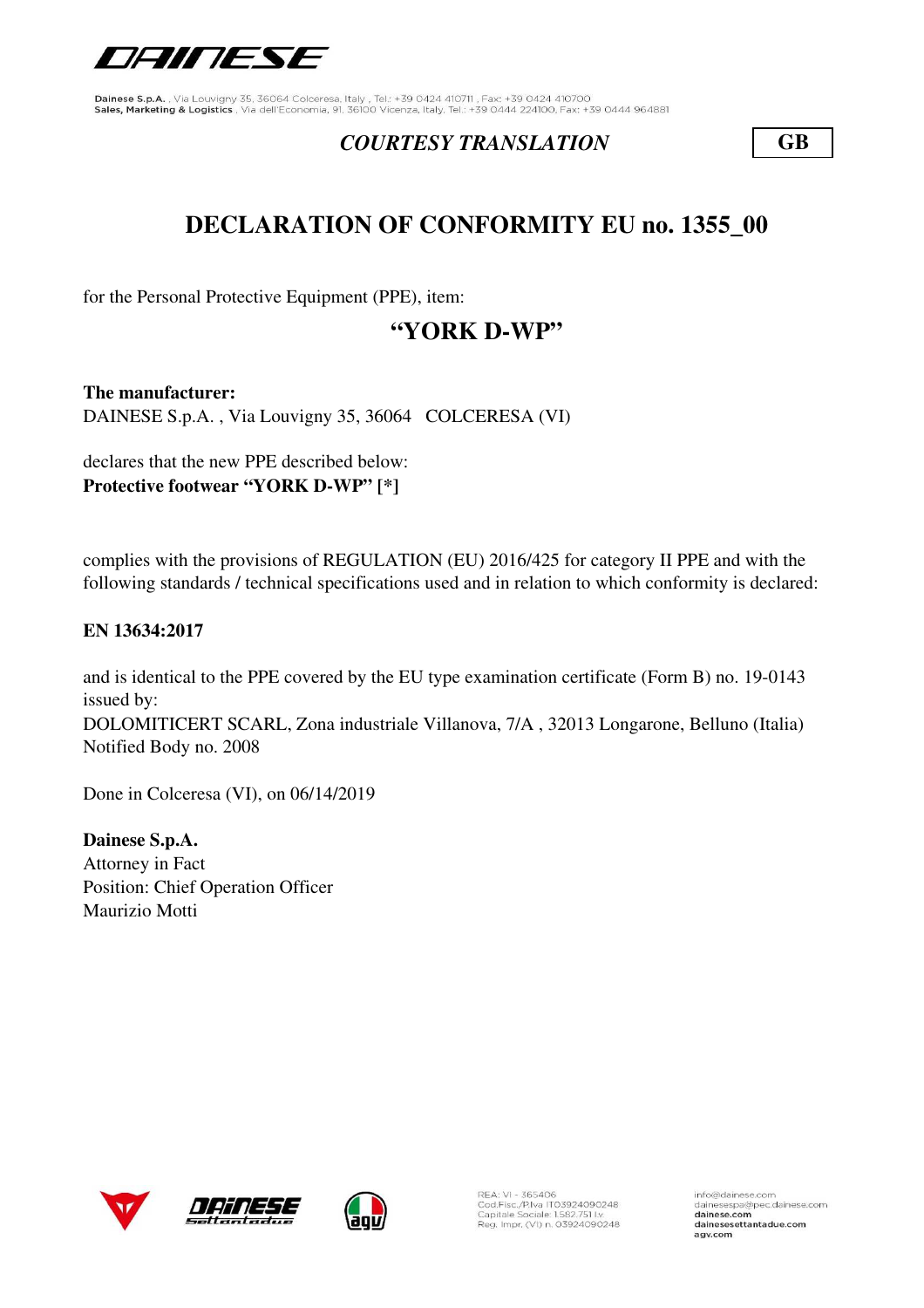Dainese S.p.A. , Via Louvigny 35, 36064 Colceresa, Italy , Tel.: +39 0424 410711 , Fax: +39 0424 410700
Sales, Marketing & Logistics , Via dell'Economia, 91, 36100 Vicenza, Italy, Tel.: +39 0444 224100, Fax: +39 0444 964881

*COURTESY TRANSLATION* **GB**

# DECLARATION OF CONFORMITY EU no. 1355_00

for the Personal Protective Equipment (PPE), item:

## "YORK D-WP"

**The manufacturer:**
DAINESE S.p.A. , Via Louvigny 35, 36064 COLCERESA (VI)

declares that the new PPE described below:
**Protective footwear "YORK D-WP" [*]**

complies with the provisions of REGULATION (EU) 2016/425 for category II PPE and with the following standards / technical specifications used and in relation to which conformity is declared:

**EN 13634:2017**

and is identical to the PPE covered by the EU type examination certificate (Form B) no. 19-0143 issued by:
DOLOMITICERT SCARL, Zona industriale Villanova, 7/A , 32013 Longarone, Belluno (Italia)
Notified Body no. 2008

Done in Colceresa (VI), on 06/14/2019

**Dainese S.p.A.**
Attorney in Fact
Position: Chief Operation Officer
Maurizio Motti

REA: VI - 365406
Cod.Fisc./P.Iva IT03924090248
Capitale Sociale: 1.582.751 i.v.
Reg. Impr. (VI) n. 03924090248

info@dainese.com
dainesespa@pec.dainese.com
dainese.com
dainesesettantadue.com
agv.com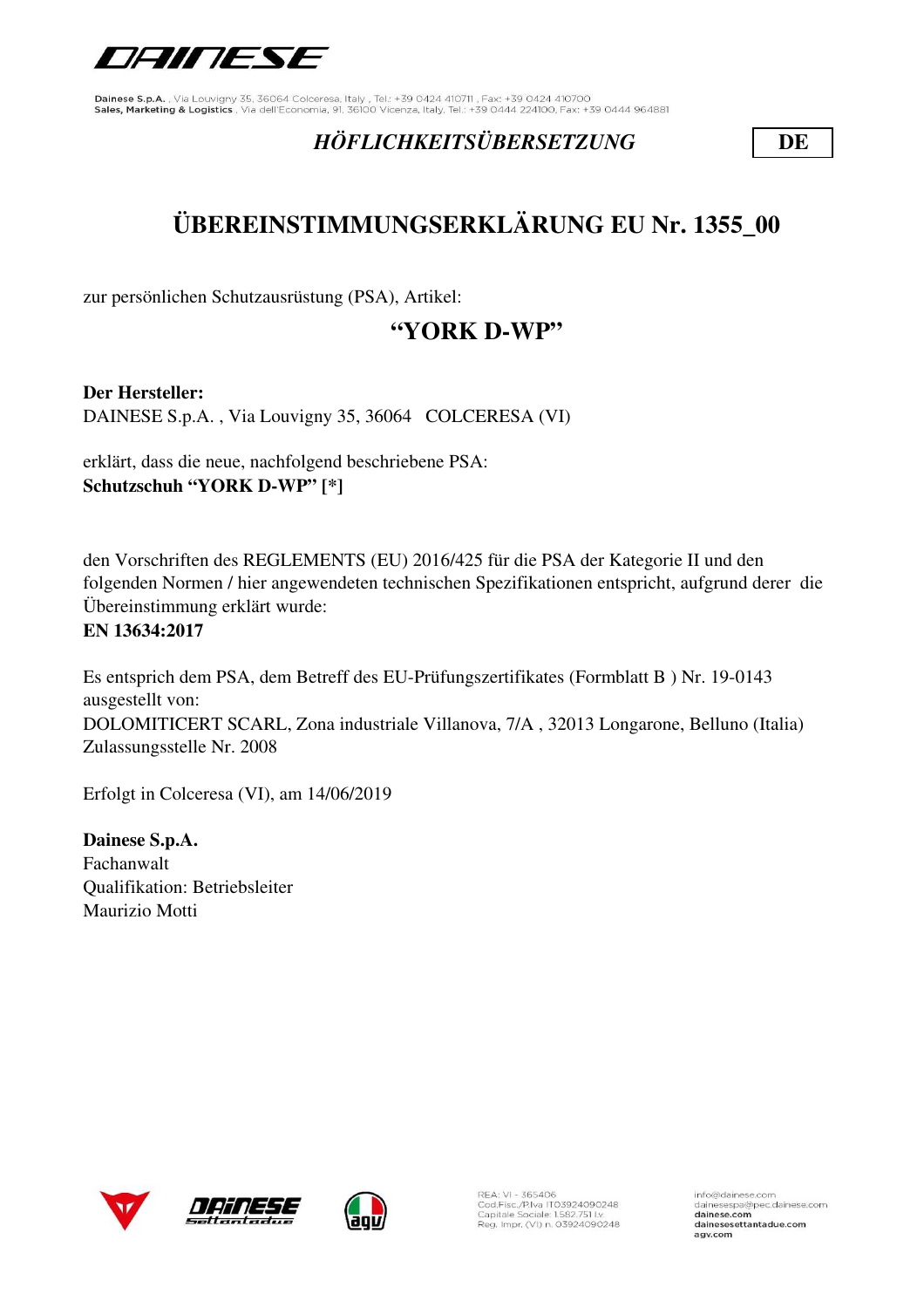*HÖFLICHKEITSÜBERSETZUNG* **DE**

# ÜBEREINSTIMMUNGSERKLÄRUNG EU Nr. 1355_00

zur persönlichen Schutzausrüstung (PSA), Artikel:

## "YORK D-WP"

**Der Hersteller:**
DAINESE S.p.A. , Via Louvigny 35, 36064 COLCERESA (VI)

erklärt, dass die neue, nachfolgend beschriebene PSA:
**Schutzschuh "YORK D-WP" [*]**

den Vorschriften des REGLEMENTS (EU) 2016/425 für die PSA der Kategorie II und den folgenden Normen / hier angewendeten technischen Spezifikationen entspricht, aufgrund derer die Übereinstimmung erklärt wurde:
**EN 13634:2017**

Es entsprich dem PSA, dem Betreff des EU-Prüfungszertifikates (Formblatt B ) Nr. 19-0143 ausgestellt von:
DOLOMITICERT SCARL, Zona industriale Villanova, 7/A , 32013 Longarone, Belluno (Italia)
Zulassungsstelle Nr. 2008

Erfolgt in Colceresa (VI), am 14/06/2019

**Dainese S.p.A.**
Fachanwalt
Qualifikation: Betriebsleiter
Maurizio Motti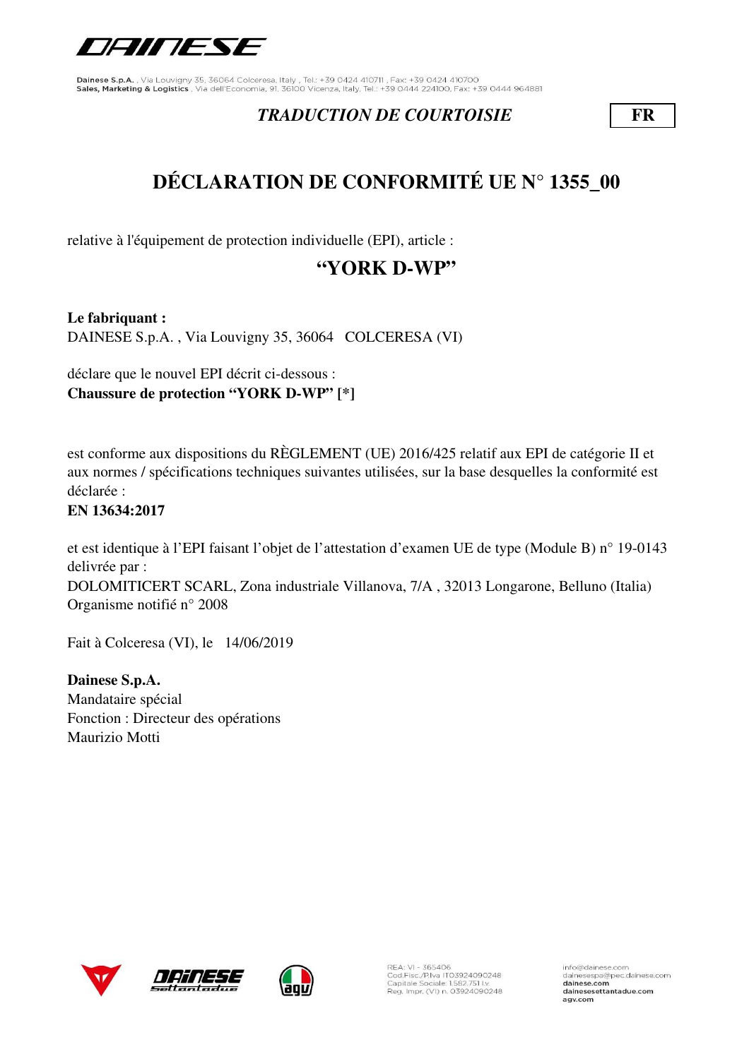*TRADUCTION DE COURTOISIE*

**FR**

# DÉCLARATION DE CONFORMITÉ UE N° 1355_00

relative à l'équipement de protection individuelle (EPI), article :

## "YORK D-WP"

**Le fabriquant :**
DAINESE S.p.A. , Via Louvigny 35, 36064 COLCERESA (VI)

déclare que le nouvel EPI décrit ci-dessous :
**Chaussure de protection "YORK D-WP" [*]**

est conforme aux dispositions du RÈGLEMENT (UE) 2016/425 relatif aux EPI de catégorie II et aux normes / spécifications techniques suivantes utilisées, sur la base desquelles la conformité est déclarée :
**EN 13634:2017**

et est identique à l'EPI faisant l'objet de l'attestation d'examen UE de type (Module B) n° 19-0143 delivrée par :
DOLOMITICERT SCARL, Zona industriale Villanova, 7/A , 32013 Longarone, Belluno (Italia)
Organisme notifié n° 2008

Fait à Colceresa (VI), le 14/06/2019

**Dainese S.p.A.**
Mandataire spécial
Fonction : Directeur des opérations
Maurizio Motti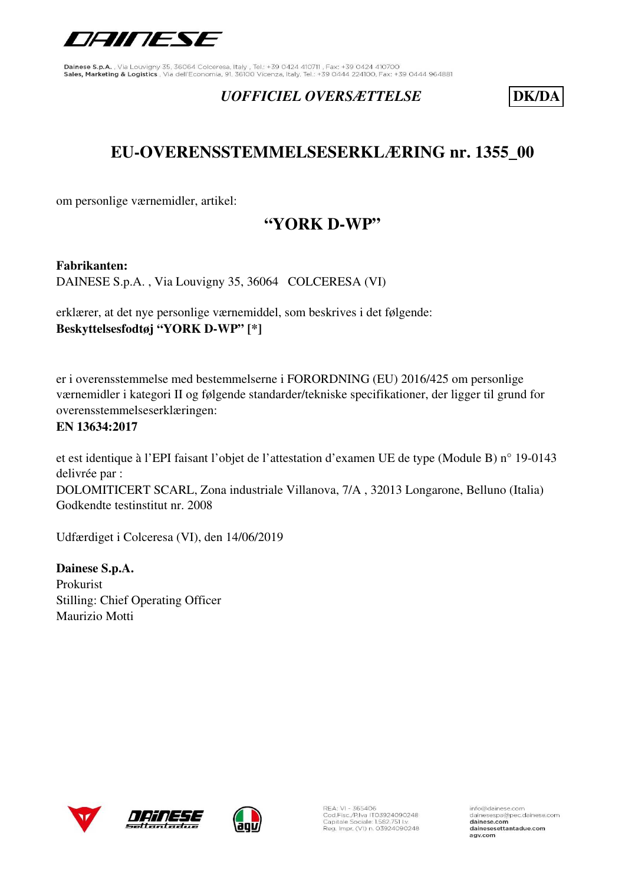Dainese S.p.A. , Via Louvigny 35, 36064 Colceresa, Italy , Tel.: +39 0424 410711 , Fax: +39 0424 410700
Sales, Marketing & Logistics , Via dell'Economia, 91, 36100 Vicenza, Italy, Tel.: +39 0444 224100, Fax: +39 0444 964881

*UOFFICIEL OVERSÆTTELSE* **DK/DA**

# EU-OVERENSSTEMMELSESERKLÆRING nr. 1355_00

om personlige værnemidler, artikel:

## "YORK D-WP"

**Fabrikanten:**
DAINESE S.p.A. , Via Louvigny 35, 36064 COLCERESA (VI)

erklærer, at det nye personlige værnemiddel, som beskrives i det følgende:
**Beskyttelsesfodtøj "YORK D-WP" [*]**

er i overensstemmelse med bestemmelserne i FORORDNING (EU) 2016/425 om personlige værnemidler i kategori II og følgende standarder/tekniske specifikationer, der ligger til grund for overensstemmelseserklæringen:
**EN 13634:2017**

et est identique à l'EPI faisant l'objet de l'attestation d'examen UE de type (Module B) n° 19-0143 delivrée par :
DOLOMITICERT SCARL, Zona industriale Villanova, 7/A , 32013 Longarone, Belluno (Italia)
Godkendte testinstitut nr. 2008

Udfærdiget i Colceresa (VI), den 14/06/2019

**Dainese S.p.A.**
Prokurist
Stilling: Chief Operating Officer
Maurizio Motti

REA: VI - 365406
Cod.Fisc./P.Iva IT03924090248
Capitale Sociale: 1.582.751 i.v.
Reg. Impr. (VI) n. 03924090248

info@dainese.com
dainesespa@pec.dainese.com
dainese.com
dainesesettantadue.com
agv.com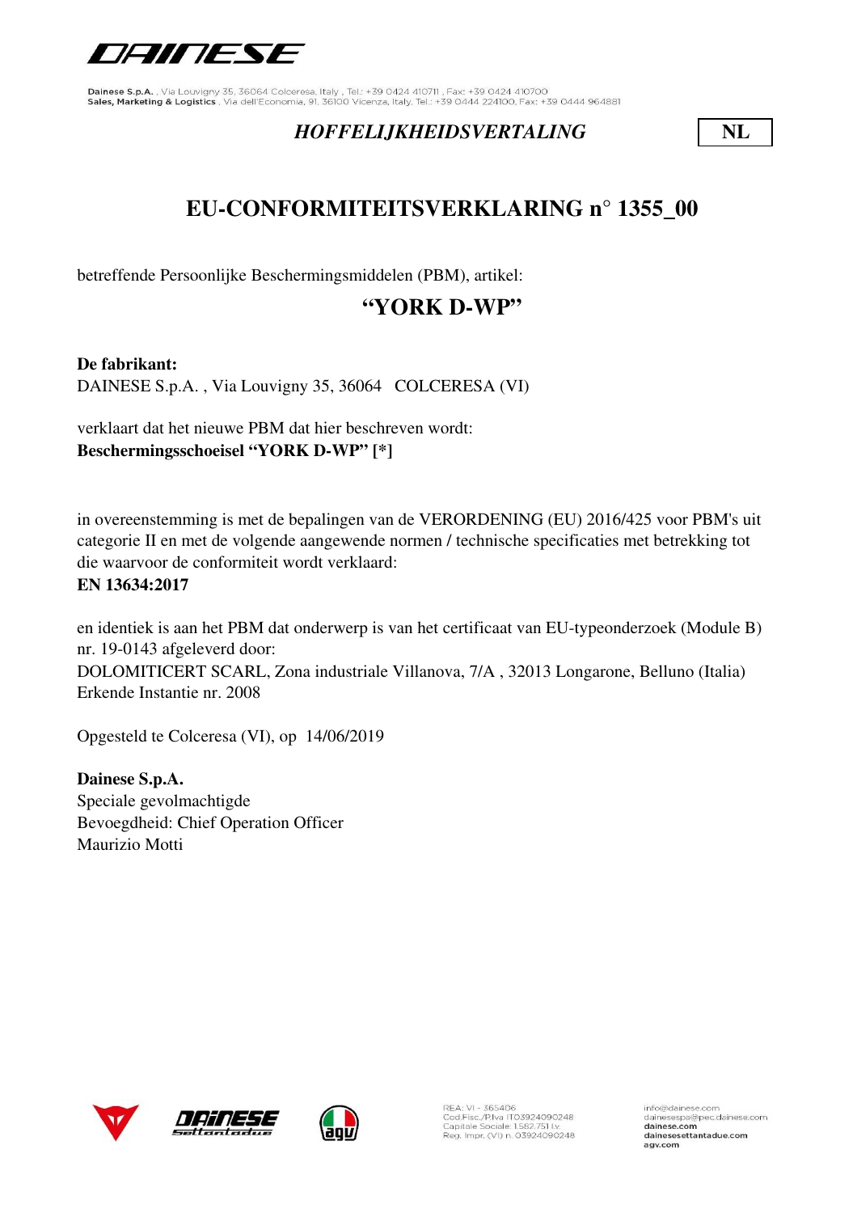*HOFFELIJKHEIDSVERTALING* **NL**

# EU-CONFORMITEITSVERKLARING n° 1355_00

betreffende Persoonlijke Beschermingsmiddelen (PBM), artikel:

## "YORK D-WP"

**De fabrikant:**
DAINESE S.p.A. , Via Louvigny 35, 36064 COLCERESA (VI)

verklaart dat het nieuwe PBM dat hier beschreven wordt:
**Beschermingsschoeisel "YORK D-WP" [*]**

in overeenstemming is met de bepalingen van de VERORDENING (EU) 2016/425 voor PBM's uit categorie II en met de volgende aangewende normen / technische specificaties met betrekking tot die waarvoor de conformiteit wordt verklaard:
**EN 13634:2017**

en identiek is aan het PBM dat onderwerp is van het certificaat van EU-typeonderzoek (Module B) nr. 19-0143 afgeleverd door:
DOLOMITICERT SCARL, Zona industriale Villanova, 7/A , 32013 Longarone, Belluno (Italia)
Erkende Instantie nr. 2008

Opgesteld te Colceresa (VI), op 14/06/2019

**Dainese S.p.A.**
Speciale gevolmachtigde
Bevoegdheid: Chief Operation Officer
Maurizio Motti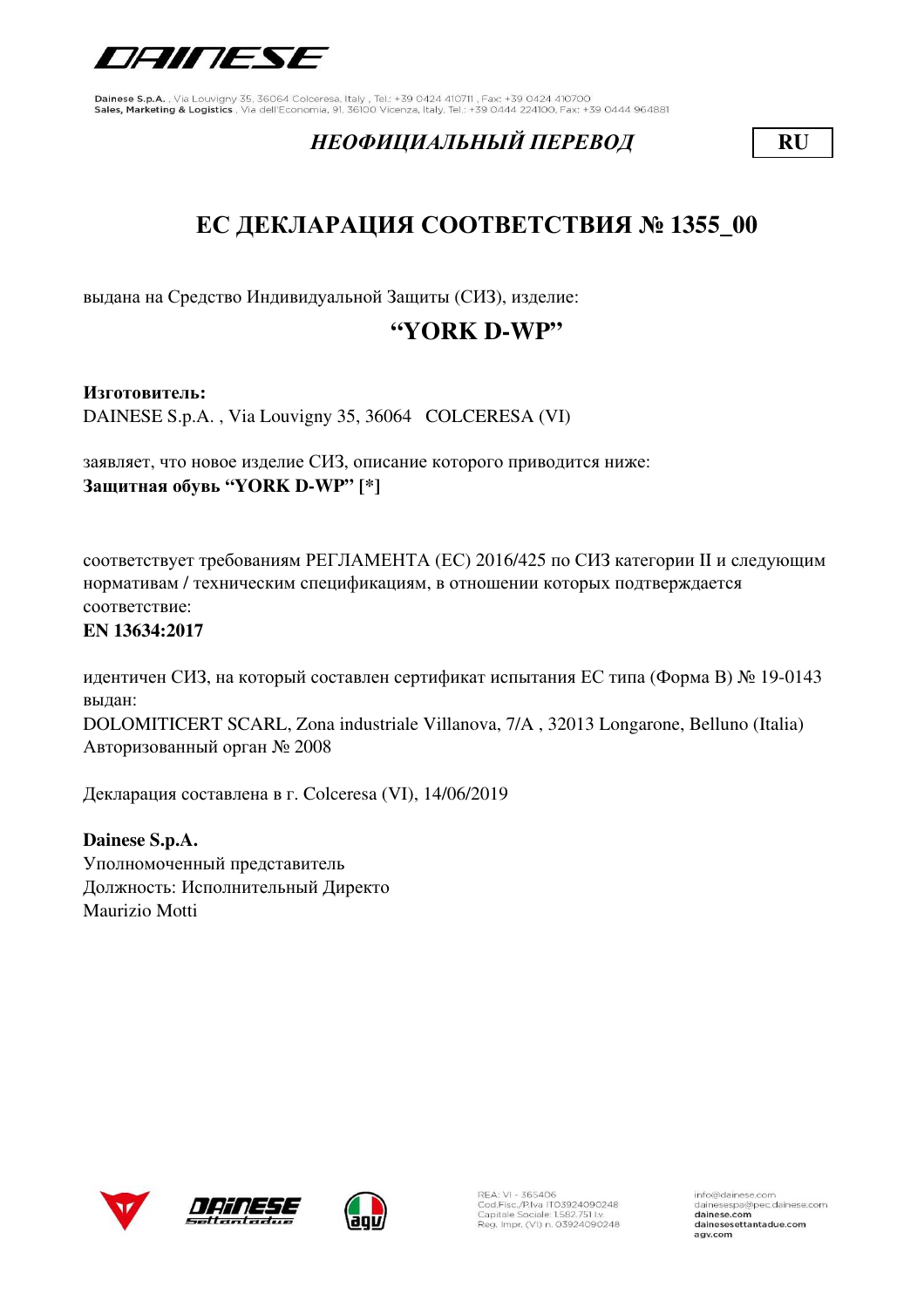*НЕОФИЦИАЛЬНЫЙ ПЕРЕВОД* **RU**

# ЕС ДЕКЛАРАЦИЯ СООТВЕТСТВИЯ № 1355_00

выдана на Средство Индивидуальной Защиты (СИЗ), изделие:

## “YORK D-WP”

**Изготовитель:**
DAINESE S.p.A. , Via Louvigny 35, 36064 COLCERESA (VI)

заявляет, что новое изделие СИЗ, описание которого приводится ниже:
**Защитная обувь “YORK D-WP” [*]**

соответствует требованиям РЕГЛАМЕНТА (ЕС) 2016/425 по СИЗ категории II и следующим нормативам / техническим спецификациям, в отношении которых подтверждается соответствие:
**EN 13634:2017**

идентичен СИЗ, на который составлен сертификат испытания ЕС типа (Форма B) № 19-0143 выдан:
DOLOMITICERT SCARL, Zona industriale Villanova, 7/A , 32013 Longarone, Belluno (Italia)
Авторизованный орган № 2008

Декларация составлена в г. Colceresa (VI), 14/06/2019

**Dainese S.p.A.**
Уполномоченный представитель
Должность: Исполнительный Директо
Maurizio Motti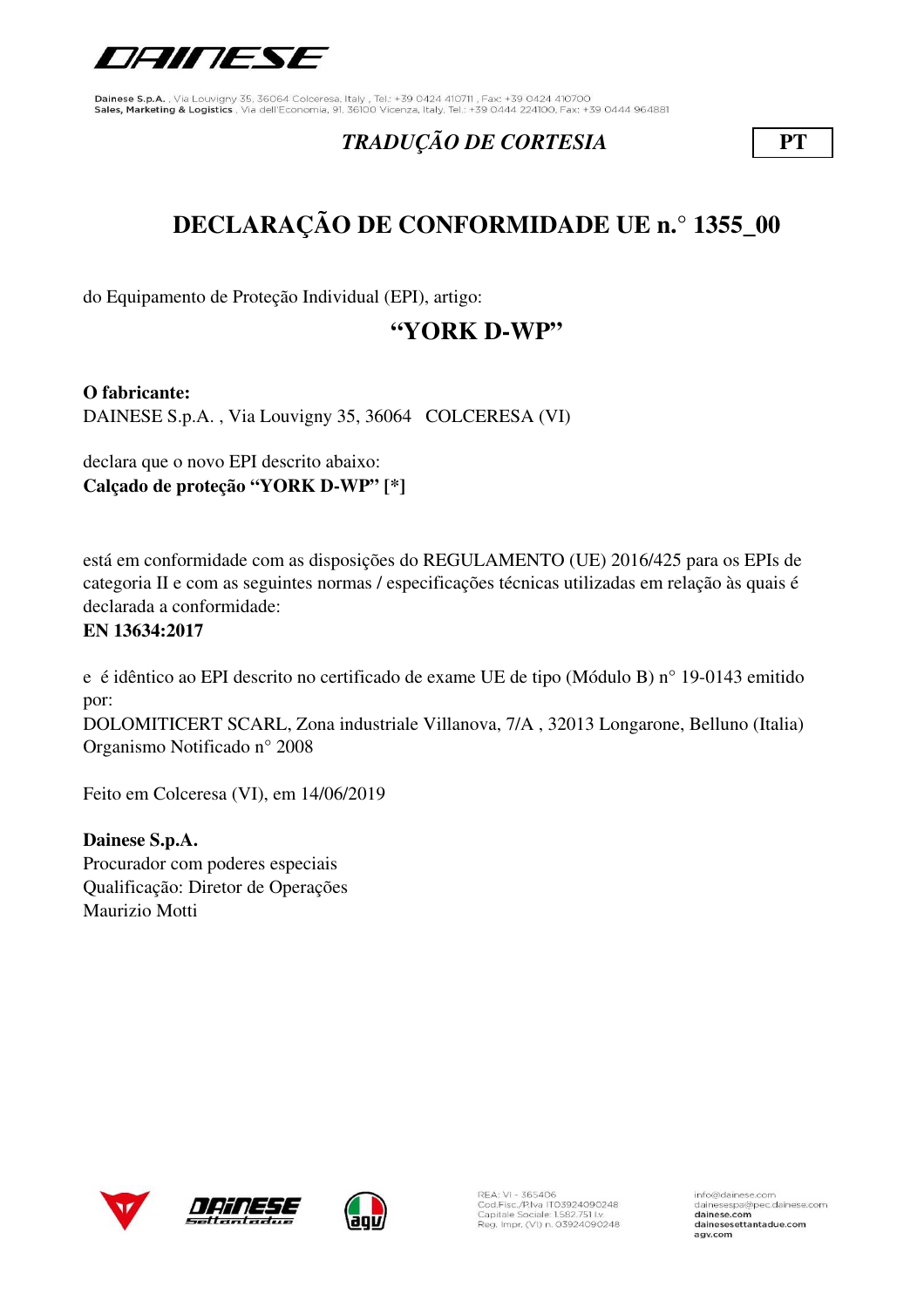*TRADUÇÃO DE CORTESIA* **PT**

# DECLARAÇÃO DE CONFORMIDADE UE n.° 1355_00

do Equipamento de Proteção Individual (EPI), artigo:

## "YORK D-WP"

**O fabricante:**
DAINESE S.p.A. , Via Louvigny 35, 36064 COLCERESA (VI)

declara que o novo EPI descrito abaixo:
**Calçado de proteção "YORK D-WP" [*]**

está em conformidade com as disposições do REGULAMENTO (UE) 2016/425 para os EPIs de categoria II e com as seguintes normas / especificações técnicas utilizadas em relação às quais é declarada a conformidade:
**EN 13634:2017**

e é idêntico ao EPI descrito no certificado de exame UE de tipo (Módulo B) n° 19-0143 emitido por:
DOLOMITICERT SCARL, Zona industriale Villanova, 7/A , 32013 Longarone, Belluno (Italia)
Organismo Notificado n° 2008

Feito em Colceresa (VI), em 14/06/2019

**Dainese S.p.A.**
Procurador com poderes especiais
Qualificação: Diretor de Operações
Maurizio Motti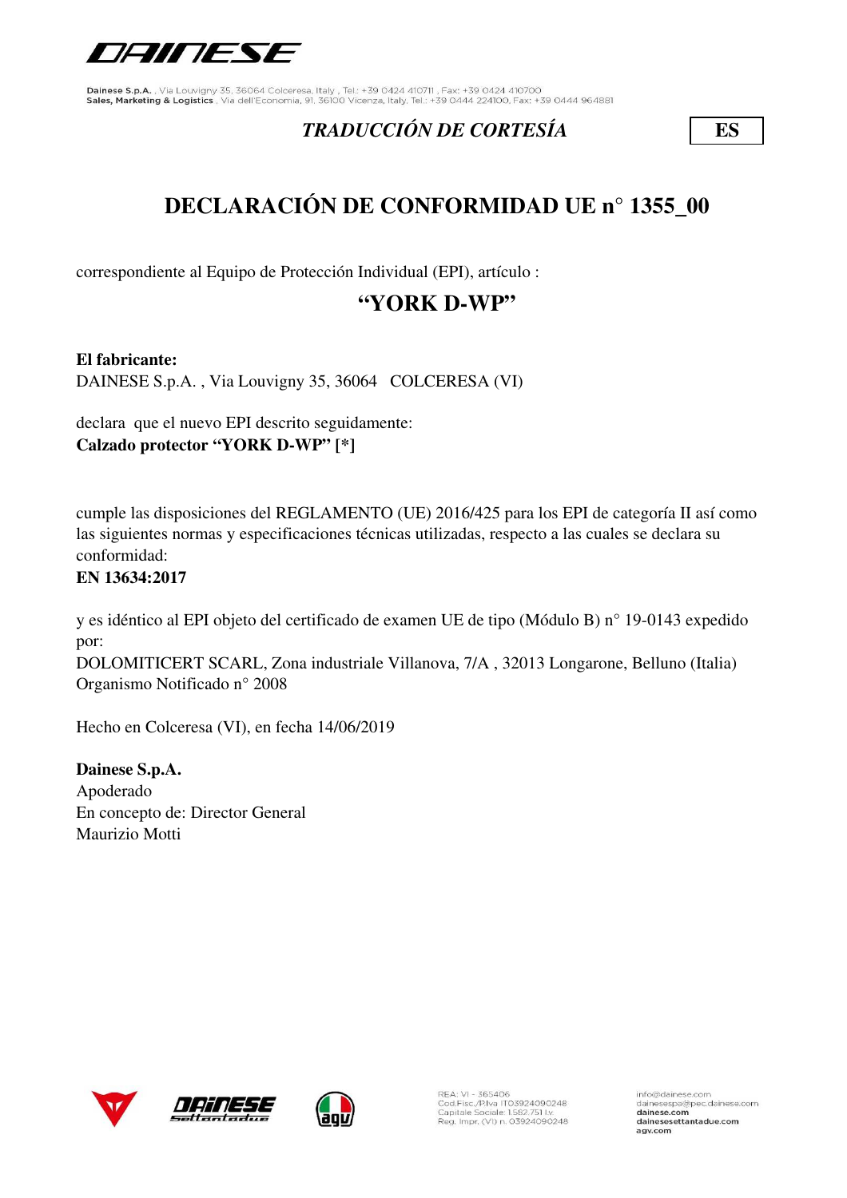*TRADUCCIÓN DE CORTESÍA* **ES**

# DECLARACIÓN DE CONFORMIDAD UE n° 1355_00

correspondiente al Equipo de Protección Individual (EPI), artículo :

## "YORK D-WP"

**El fabricante:**
DAINESE S.p.A. , Via Louvigny 35, 36064 COLCERESA (VI)

declara que el nuevo EPI descrito seguidamente:
**Calzado protector "YORK D-WP" [*]**

cumple las disposiciones del REGLAMENTO (UE) 2016/425 para los EPI de categoría II así como las siguientes normas y especificaciones técnicas utilizadas, respecto a las cuales se declara su conformidad:
**EN 13634:2017**

y es idéntico al EPI objeto del certificado de examen UE de tipo (Módulo B) n° 19-0143 expedido por:
DOLOMITICERT SCARL, Zona industriale Villanova, 7/A , 32013 Longarone, Belluno (Italia)
Organismo Notificado n° 2008

Hecho en Colceresa (VI), en fecha 14/06/2019

**Dainese S.p.A.**
Apoderado
En concepto de: Director General
Maurizio Motti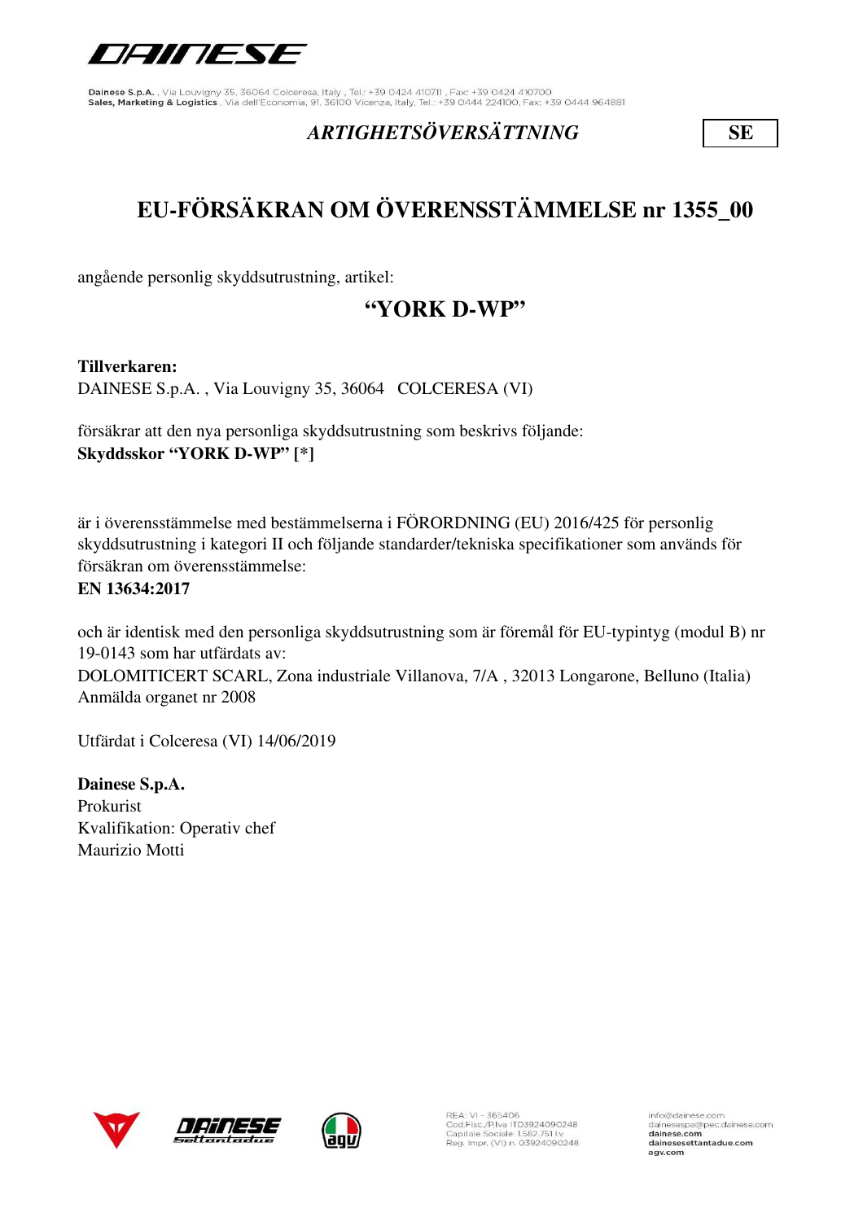*ARTIGHETSÖVERSÄTTNING* **SE**

# EU-FÖRSÄKRAN OM ÖVERENSSTÄMMELSE nr 1355_00

angående personlig skyddsutrustning, artikel:

## "YORK D-WP"

**Tillverkaren:**
DAINESE S.p.A. , Via Louvigny 35, 36064 COLCERESA (VI)

försäkrar att den nya personliga skyddsutrustning som beskrivs följande:
**Skyddsskor "YORK D-WP" [*]**

är i överensstämmelse med bestämmelserna i FÖRORDNING (EU) 2016/425 för personlig skyddsutrustning i kategori II och följande standarder/tekniska specifikationer som används för försäkran om överensstämmelse:
**EN 13634:2017**

och är identisk med den personliga skyddsutrustning som är föremål för EU-typintyg (modul B) nr 19-0143 som har utfärdats av:
DOLOMITICERT SCARL, Zona industriale Villanova, 7/A , 32013 Longarone, Belluno (Italia)
Anmälda organet nr 2008

Utfärdat i Colceresa (VI) 14/06/2019

**Dainese S.p.A.**
Prokurist
Kvalifikation: Operativ chef
Maurizio Motti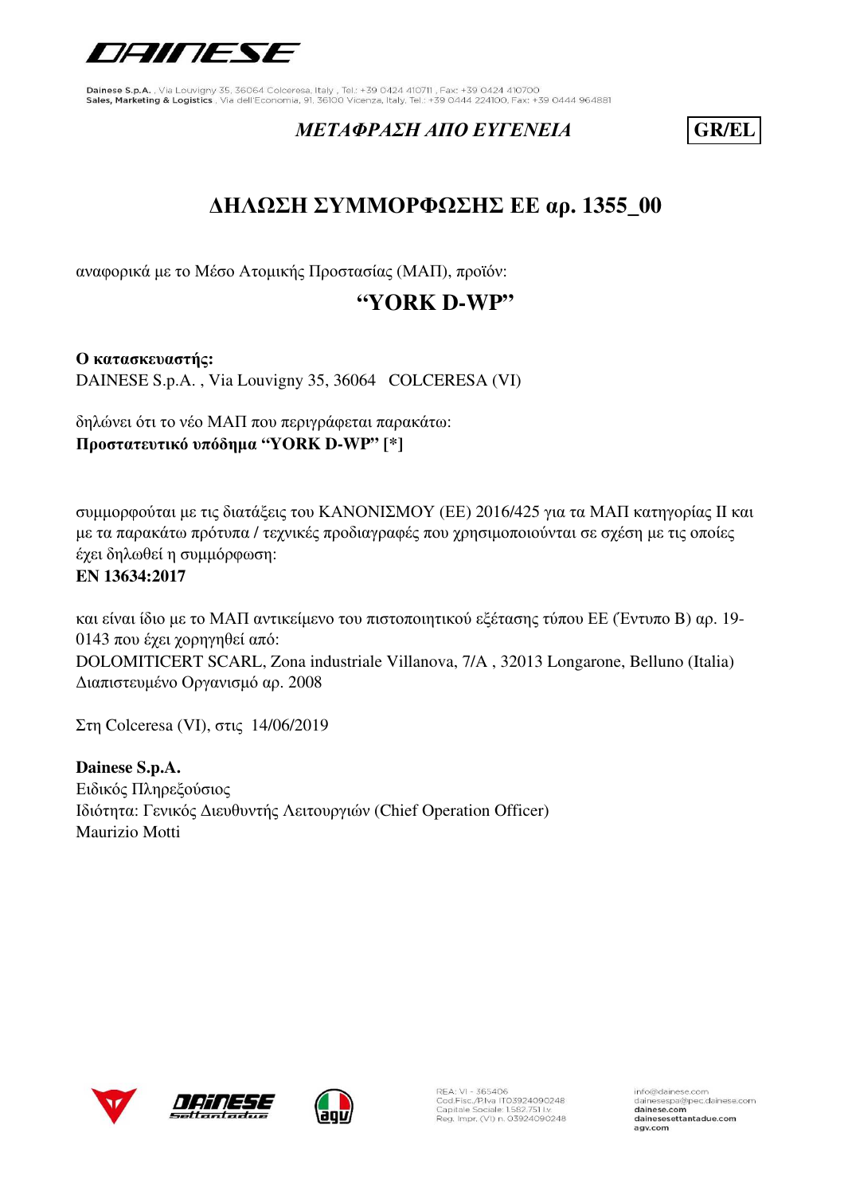*ΜΕΤΑΦΡΑΣΗ ΑΠΟ ΕΥΓΕΝΕΙΑ* **GR/EL**

# ΔΗΛΩΣΗ ΣΥΜΜΟΡΦΩΣΗΣ ΕΕ αρ. 1355_00

αναφορικά με το Μέσο Ατομικής Προστασίας (ΜΑΠ), προϊόν:

## “YORK D-WP”

**Ο κατασκευαστής:**
DAINESE S.p.A. , Via Louvigny 35, 36064 COLCERESA (VI)

δηλώνει ότι το νέο ΜΑΠ που περιγράφεται παρακάτω:
**Προστατευτικό υπόδημα “YORK D-WP” [*]**

συμμορφούται με τις διατάξεις του ΚΑΝΟΝΙΣΜΟΥ (ΕΕ) 2016/425 για τα ΜΑΠ κατηγορίας II και με τα παρακάτω πρότυπα / τεχνικές προδιαγραφές που χρησιμοποιούνται σε σχέση με τις οποίες έχει δηλωθεί η συμμόρφωση:
**EN 13634:2017**

και είναι ίδιο με το ΜΑΠ αντικείμενο του πιστοποιητικού εξέτασης τύπου ΕΕ (Έντυπο Β) αρ. 19-0143 που έχει χορηγηθεί από:
DOLOMITICERT SCARL, Zona industriale Villanova, 7/A , 32013 Longarone, Belluno (Italia)
Διαπιστευμένο Οργανισμό αρ. 2008

Στη Colceresa (VI), στις 14/06/2019

**Dainese S.p.A.**
Ειδικός Πληρεξούσιος
Ιδιότητα: Γενικός Διευθυντής Λειτουργιών (Chief Operation Officer)
Maurizio Motti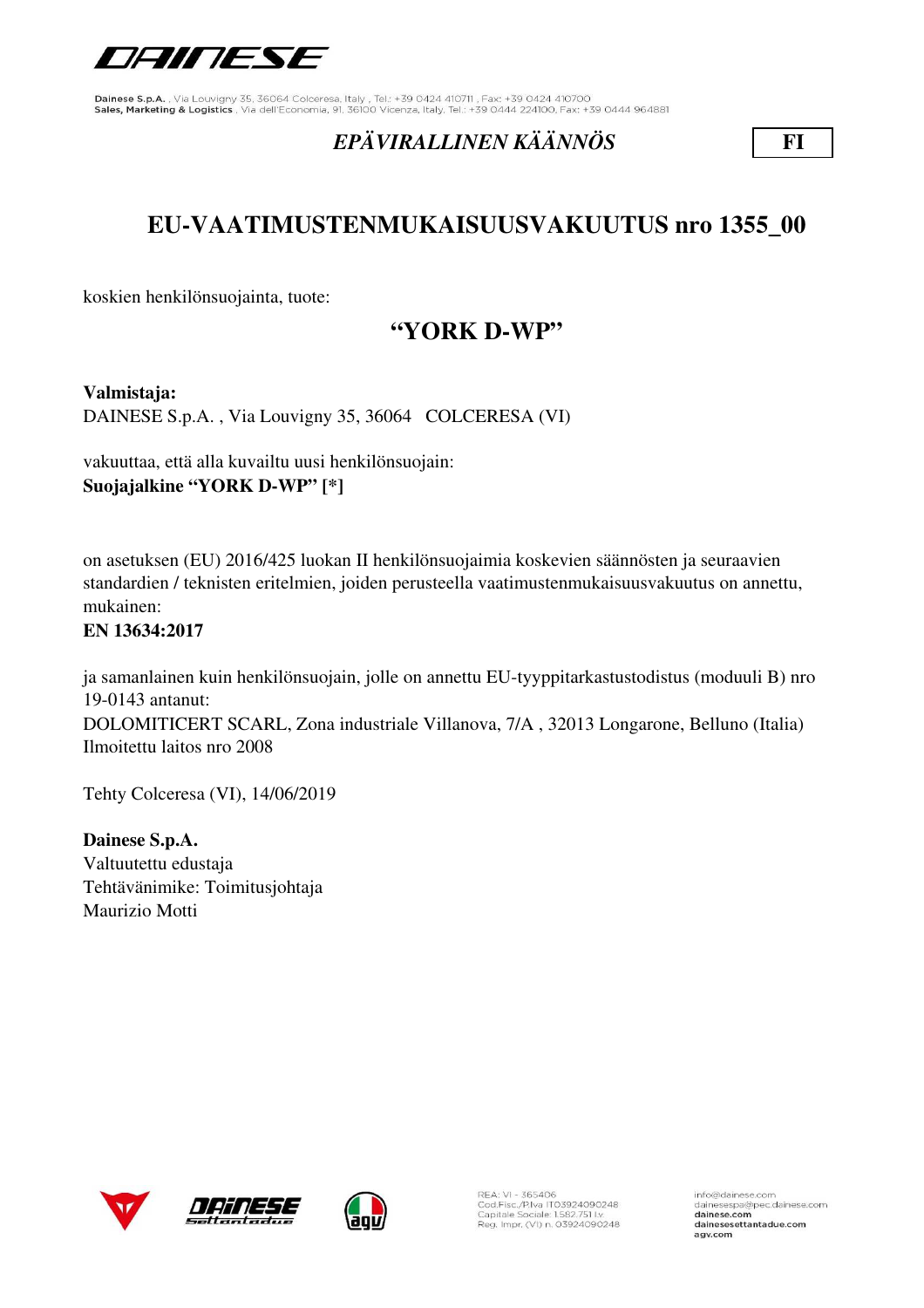*EPÄVIRALLINEN KÄÄNNÖS*

**FI**

# EU-VAATIMUSTENMUKAISUUSVAKUUTUS nro 1355_00

koskien henkilönsuojainta, tuote:

## "YORK D-WP"

**Valmistaja:**
DAINESE S.p.A. , Via Louvigny 35, 36064 COLCERESA (VI)

vakuuttaa, että alla kuvailtu uusi henkilönsuojain:
**Suojajalkine "YORK D-WP" [*]**

on asetuksen (EU) 2016/425 luokan II henkilönsuojaimia koskevien säännösten ja seuraavien standardien / teknisten eritelmien, joiden perusteella vaatimustenmukaisuusvakuutus on annettu, mukainen:
**EN 13634:2017**

ja samanlainen kuin henkilönsuojain, jolle on annettu EU-tyyppitarkastustodistus (moduuli B) nro 19-0143 antanut:
DOLOMITICERT SCARL, Zona industriale Villanova, 7/A , 32013 Longarone, Belluno (Italia)
Ilmoitettu laitos nro 2008

Tehty Colceresa (VI), 14/06/2019

**Dainese S.p.A.**
Valtuutettu edustaja
Tehtävänimike: Toimitusjohtaja
Maurizio Motti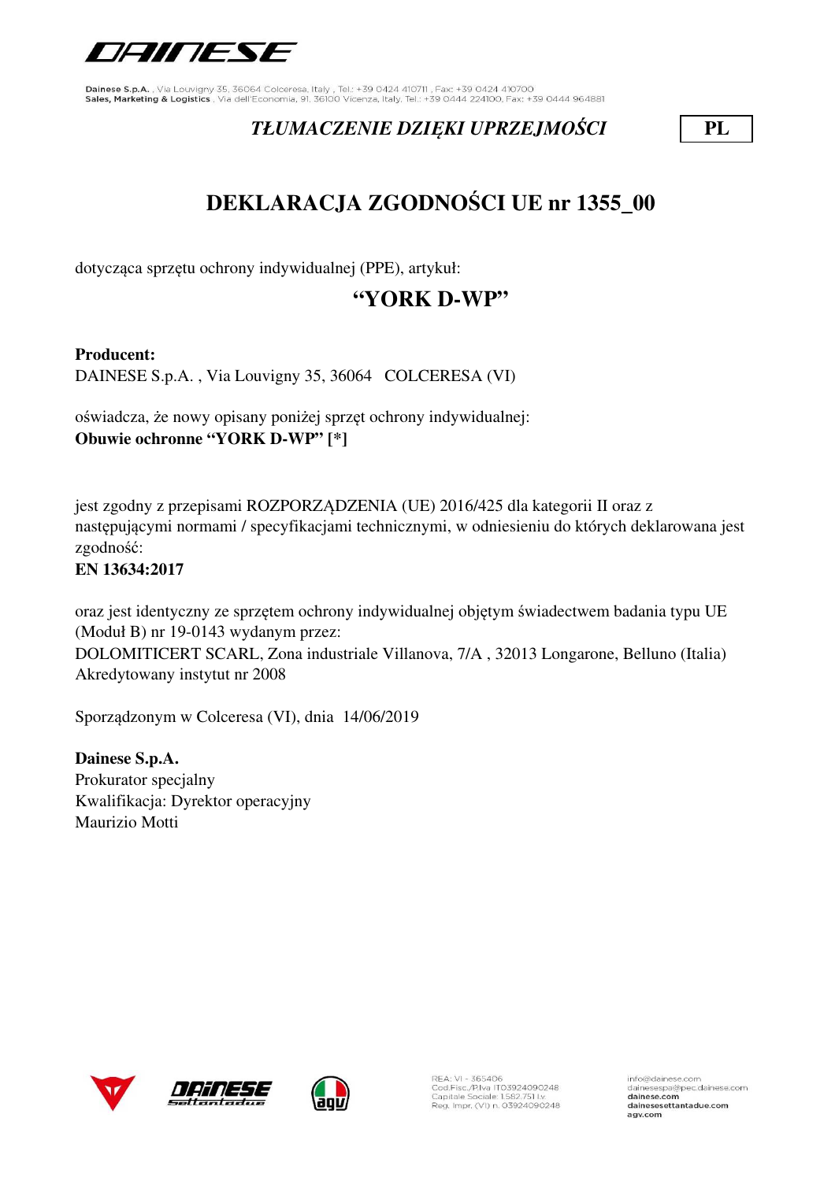Dainese S.p.A. , Via Louvigny 35, 36064 Colceresa, Italy , Tel.: +39 0424 410711 , Fax: +39 0424 410700
Sales, Marketing & Logistics , Via dell'Economia, 91, 36100 Vicenza, Italy, Tel.: +39 0444 224100, Fax: +39 0444 964881

*TŁUMACZENIE DZIĘKI UPRZEJMOŚCI* **PL**

# DEKLARACJA ZGODNOŚCI UE nr 1355_00

dotycząca sprzętu ochrony indywidualnej (PPE), artykuł:

## "YORK D-WP"

**Producent:**
DAINESE S.p.A. , Via Louvigny 35, 36064 COLCERESA (VI)

oświadcza, że nowy opisany poniżej sprzęt ochrony indywidualnej:
**Obuwie ochronne "YORK D-WP" [*]**

jest zgodny z przepisami ROZPORZĄDZENIA (UE) 2016/425 dla kategorii II oraz z następującymi normami / specyfikacjami technicznymi, w odniesieniu do których deklarowana jest zgodność:
**EN 13634:2017**

oraz jest identyczny ze sprzętem ochrony indywidualnej objętym świadectwem badania typu UE (Moduł B) nr 19-0143 wydanym przez:
DOLOMITICERT SCARL, Zona industriale Villanova, 7/A , 32013 Longarone, Belluno (Italia)
Akredytowany instytut nr 2008

Sporządzonym w Colceresa (VI), dnia 14/06/2019

**Dainese S.p.A.**
Prokurator specjalny
Kwalifikacja: Dyrektor operacyjny
Maurizio Motti

REA: VI - 365406
Cod.Fisc./P.Iva IT03924090248
Capitale Sociale: 1.582.751 i.v.
Reg. Impr. (VI) n. 03924090248

info@dainese.com
dainesespa@pec.dainese.com
dainese.com
dainesesettantadue.com
agv.com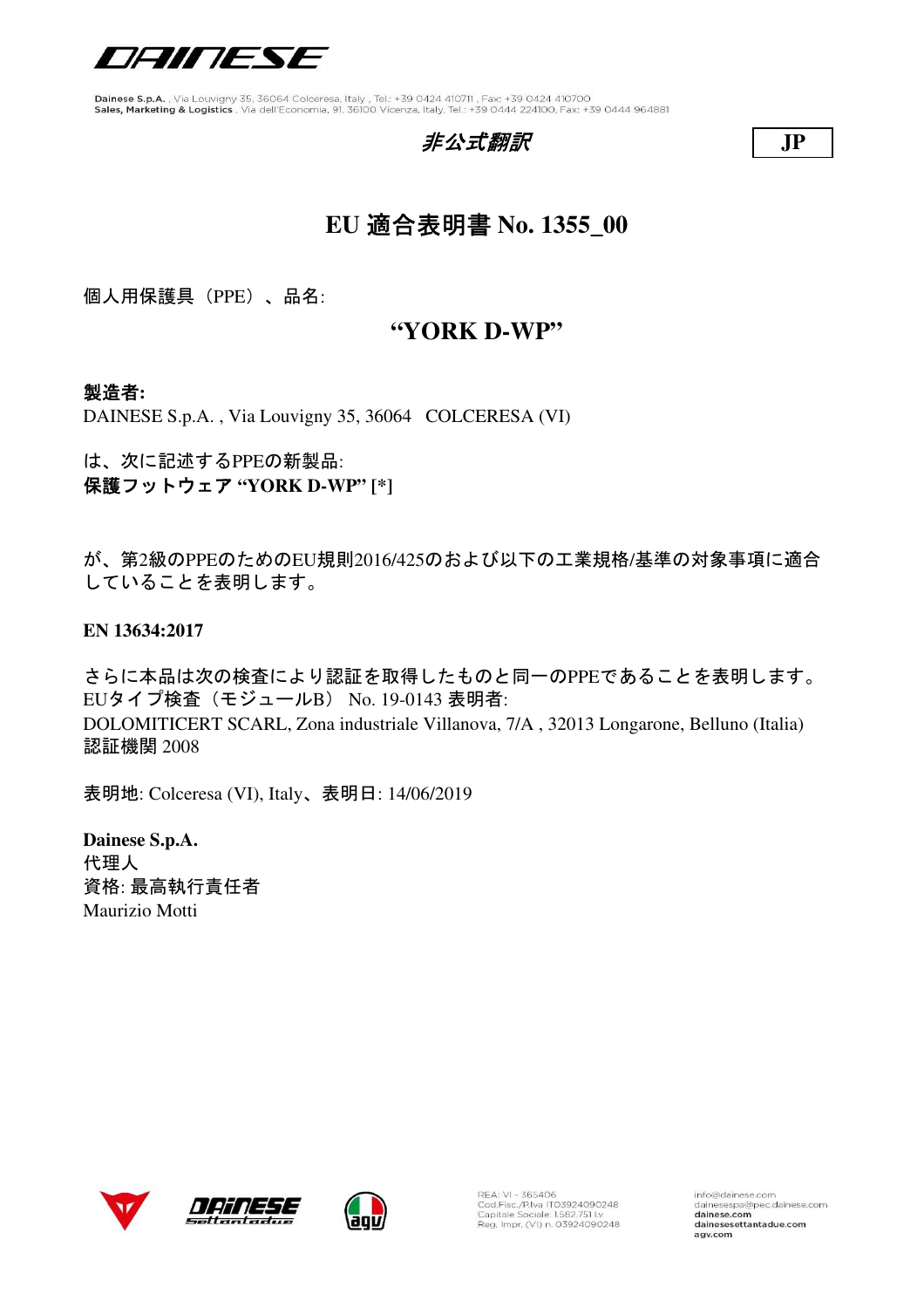Dainese S.p.A. , Via Louvigny 35, 36064 Colceresa, Italy , Tel.: +39 0424 410711 , Fax: +39 0424 410700
Sales, Marketing & Logistics , Via dell'Economia, 91, 36100 Vicenza, Italy, Tel.: +39 0444 224100, Fax: +39 0444 964881

*非公式翻訳* **JP**

# EU 適合表明書 No. 1355_00

個人用保護具（PPE）、品名:

## "YORK D-WP"

**製造者:**
DAINESE S.p.A. , Via Louvigny 35, 36064 COLCERESA (VI)

は、次に記述するPPEの新製品:
**保護フットウェア "YORK D-WP" [*]**

が、第2級のPPEのためのEU規則2016/425のおよび以下の工業規格/基準の対象事項に適合していることを表明します。

**EN 13634:2017**

さらに本品は次の検査により認証を取得したものと同一のPPEであることを表明します。
EUタイプ検査（モジュールB） No. 19-0143 表明者:
DOLOMITICERT SCARL, Zona industriale Villanova, 7/A , 32013 Longarone, Belluno (Italia)
認証機関 2008

表明地: Colceresa (VI), Italy、表明日: 14/06/2019

**Dainese S.p.A.**
代理人
資格: 最高執行責任者
Maurizio Motti

REA: VI - 365406
Cod.Fisc./P.Iva IT03924090248
Capitale Sociale 1.582.751 i.v.
Reg. Impr. (VI) n. 03924090248

info@dainese.com
dainesespa@pec.dainese.com
dainese.com
dainesesettantadue.com
agv.com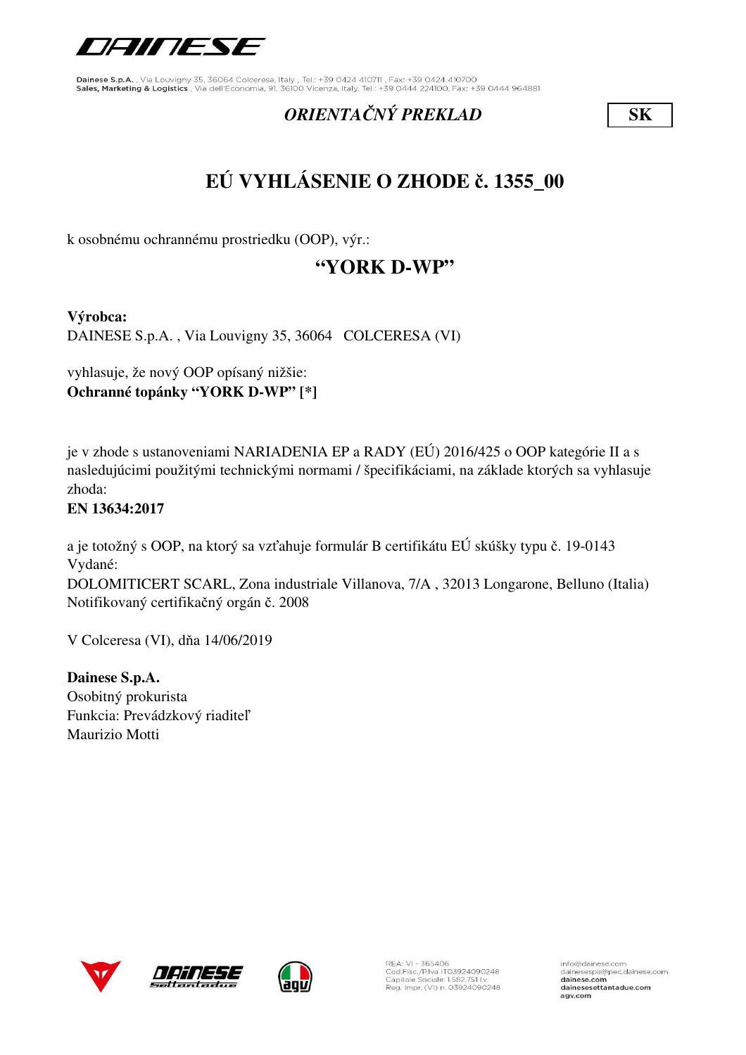Dainese S.p.A. , Via Louvigny 35, 36064 Colceresa, Italy , Tel.: +39 0424 410711 , Fax: +39 0424 410700
Sales, Marketing & Logistics , Via dell'Economia, 91, 36100 Vicenza, Italy, Tel.: +39 0444 224100, Fax: +39 0444 964881

*ORIENTAČNÝ PREKLAD* **SK**

# EÚ VYHLÁSENIE O ZHODE č. 1355_00

k osobnému ochrannému prostriedku (OOP), výr.:

## "YORK D-WP"

**Výrobca:**
DAINESE S.p.A. , Via Louvigny 35, 36064 COLCERESA (VI)

vyhlasuje, že nový OOP opísaný nižšie:
**Ochranné topánky "YORK D-WP" [*]**

je v zhode s ustanoveniami NARIADENIA EP a RADY (EÚ) 2016/425 o OOP kategórie II a s nasledujúcimi použitými technickými normami / špecifikáciami, na základe ktorých sa vyhlasuje zhoda:
**EN 13634:2017**

a je totožný s OOP, na ktorý sa vzťahuje formulár B certifikátu EÚ skúšky typu č. 19-0143
Vydané:
DOLOMITICERT SCARL, Zona industriale Villanova, 7/A , 32013 Longarone, Belluno (Italia)
Notifikovaný certifikačný orgán č. 2008

V Colceresa (VI), dňa 14/06/2019

**Dainese S.p.A.**
Osobitný prokurista
Funkcia: Prevádzkový riaditeľ
Maurizio Motti

REA: VI - 365406
Cod.Fisc./P.Iva IT03924090248
Capitale Sociale 1.582.751 i.v.
Reg. Impr. (VI) n. 03924090248

info@dainese.com
dainesespa@pec.dainese.com
dainese.com
dainesesettantadue.com
agv.com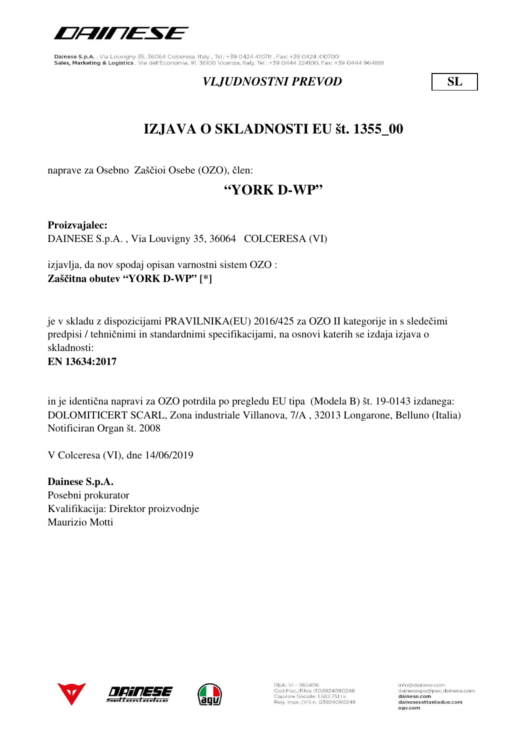Dainese S.p.A. , Via Louvigny 35, 36064 Colceresa, Italy , Tel.: +39 0424 410711 , Fax: +39 0424 410700
Sales, Marketing & Logistics , Via dell'Economia, 91, 36100 Vicenza, Italy, Tel.: +39 0444 224100, Fax: +39 0444 964881

*VLJUDNOSTNI PREVOD* **SL**

# IZJAVA O SKLADNOSTI EU št. 1355_00

naprave za Osebno Zaščioi Osebe (OZO), člen:

## "YORK D-WP"

**Proizvajalec:**
DAINESE S.p.A. , Via Louvigny 35, 36064 COLCERESA (VI)

izjavlja, da nov spodaj opisan varnostni sistem OZO :
**Zaščitna obutev "YORK D-WP" [*]**

je v skladu z dispozicijami PRAVILNIKA(EU) 2016/425 za OZO II kategorije in s sledečimi predpisi / tehničnimi in standardnimi specifikacijami, na osnovi katerih se izdaja izjava o skladnosti:
**EN 13634:2017**

in je identična napravi za OZO potrdila po pregledu EU tipa (Modela B) št. 19-0143 izdanega:
DOLOMITICERT SCARL, Zona industriale Villanova, 7/A , 32013 Longarone, Belluno (Italia)
Notificiran Organ št. 2008

V Colceresa (VI), dne 14/06/2019

**Dainese S.p.A.**
Posebni prokurator
Kvalifikacija: Direktor proizvodnje
Maurizio Motti

REA: VI - 365406
Cod.Fisc./P.Iva IT03924090248
Capitale Sociale 1.582.751 i.v.
Reg. Impr. (VI) n. 03924090248

info@dainese.com
dainesespa@pec.dainese.com
dainese.com
dainesesettantadue.com
agv.com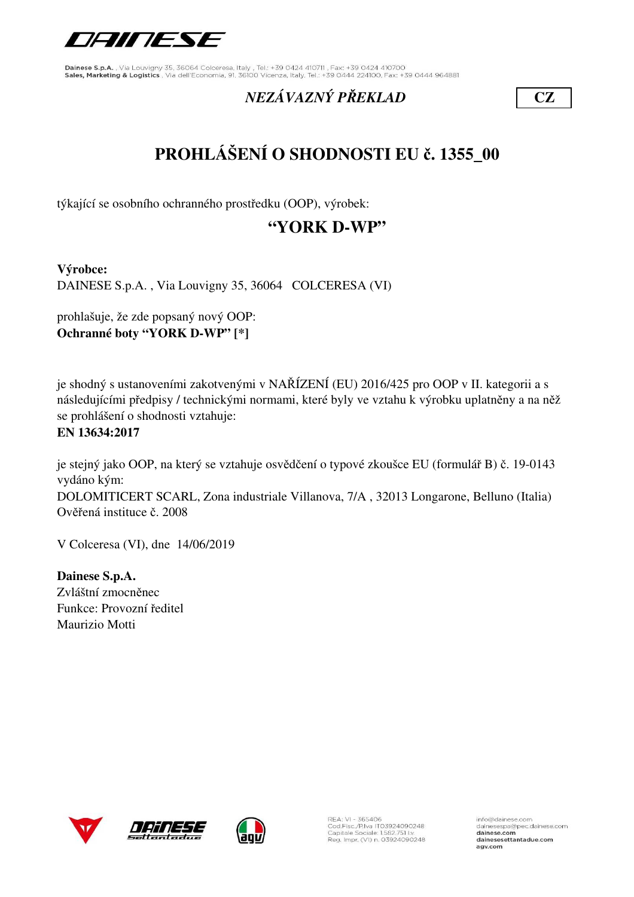*NEZÁVAZNÝ PŘEKLAD*

**CZ**

# PROHLÁŠENÍ O SHODNOSTI EU č. 1355_00

týkající se osobního ochranného prostředku (OOP), výrobek:

## "YORK D-WP"

**Výrobce:**
DAINESE S.p.A. , Via Louvigny 35, 36064 COLCERESA (VI)

prohlašuje, že zde popsaný nový OOP:
**Ochranné boty "YORK D-WP" [*]**

je shodný s ustanoveními zakotvenými v NAŘÍZENÍ (EU) 2016/425 pro OOP v II. kategorii a s následujícími předpisy / technickými normami, které byly ve vztahu k výrobku uplatněny a na něž se prohlášení o shodnosti vztahuje:
**EN 13634:2017**

je stejný jako OOP, na který se vztahuje osvědčení o typové zkoušce EU (formulář B) č. 19-0143 vydáno kým:
DOLOMITICERT SCARL, Zona industriale Villanova, 7/A , 32013 Longarone, Belluno (Italia)
Ověřená instituce č. 2008

V Colceresa (VI), dne 14/06/2019

**Dainese S.p.A.**
Zvláštní zmocněnec
Funkce: Provozní ředitel
Maurizio Motti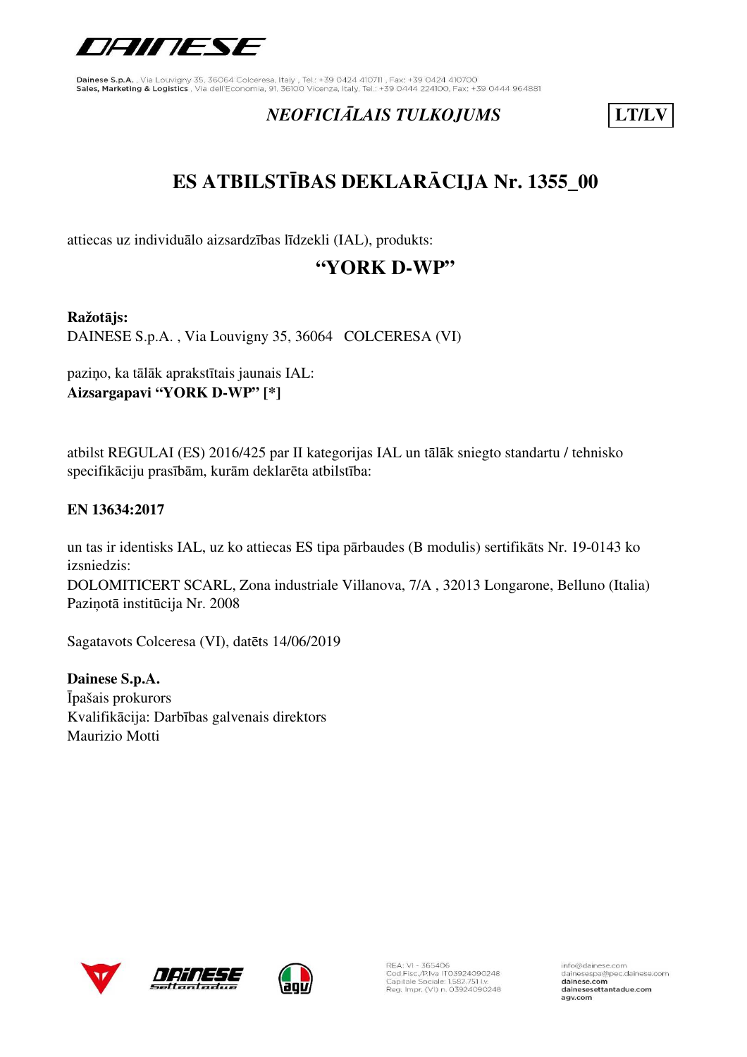*NEOFICIĀLAIS TULKOJUMS* **LT/LV**

# ES ATBILSTĪBAS DEKLARĀCIJA Nr. 1355_00

attiecas uz individuālo aizsardzības līdzekli (IAL), produkts:

## "YORK D-WP"

**Ražotājs:**
DAINESE S.p.A. , Via Louvigny 35, 36064 COLCERESA (VI)

paziņo, ka tālāk aprakstītais jaunais IAL:
**Aizsargapavi "YORK D-WP" [*]**

atbilst REGULAI (ES) 2016/425 par II kategorijas IAL un tālāk sniegto standartu / tehnisko specifikāciju prasībām, kurām deklarēta atbilstība:

**EN 13634:2017**

un tas ir identisks IAL, uz ko attiecas ES tipa pārbaudes (B modulis) sertifikāts Nr. 19-0143 ko izsniedzis:
DOLOMITICERT SCARL, Zona industriale Villanova, 7/A , 32013 Longarone, Belluno (Italia)
Paziņotā institūcija Nr. 2008

Sagatavots Colceresa (VI), datēts 14/06/2019

**Dainese S.p.A.**
Īpašais prokurors
Kvalifikācija: Darbības galvenais direktors
Maurizio Motti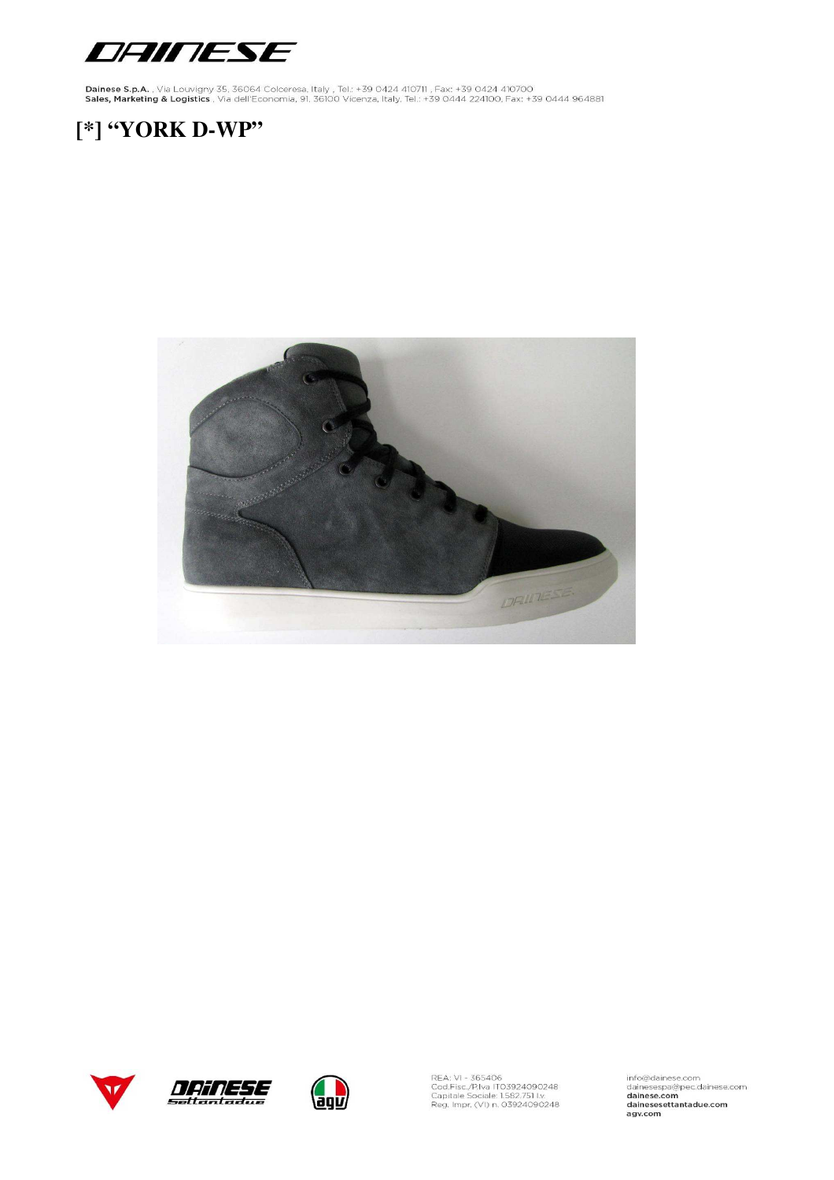# [*] "YORK D-WP"